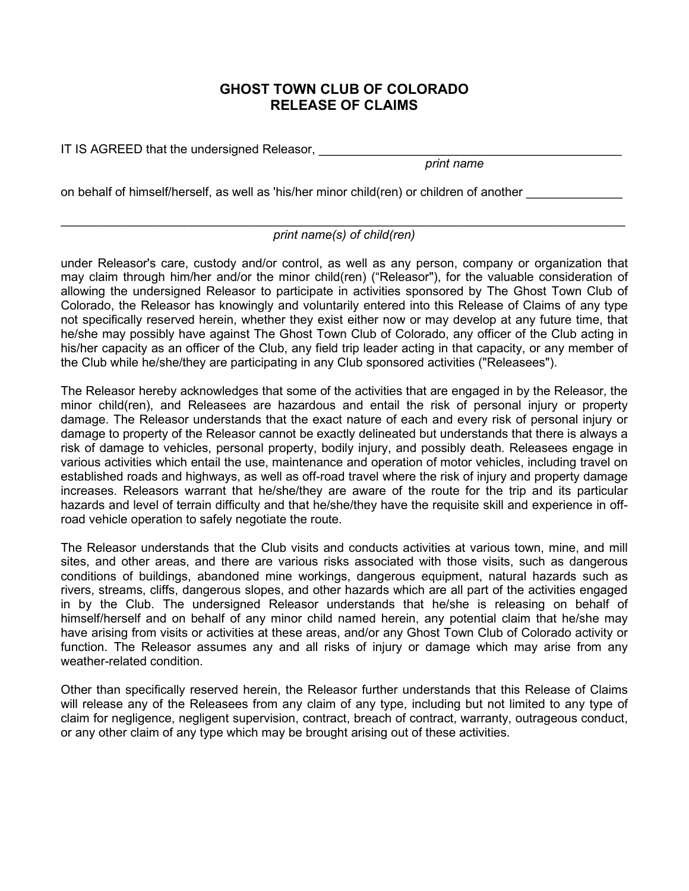# GHOST TOWN CLUB OF COLORADO
# RELEASE OF CLAIMS

IT IS AGREED that the undersigned Releasor, _____________________________________________
*print name*

on behalf of himself/herself, as well as 'his/her minor child(ren) or children of another ______________

_____________________________________________________________________________
*print name(s) of child(ren)*

under Releasor's care, custody and/or control, as well as any person, company or organization that may claim through him/her and/or the minor child(ren) ("Releasor"), for the valuable consideration of allowing the undersigned Releasor to participate in activities sponsored by The Ghost Town Club of Colorado, the Releasor has knowingly and voluntarily entered into this Release of Claims of any type not specifically reserved herein, whether they exist either now or may develop at any future time, that he/she may possibly have against The Ghost Town Club of Colorado, any officer of the Club acting in his/her capacity as an officer of the Club, any field trip leader acting in that capacity, or any member of the Club while he/she/they are participating in any Club sponsored activities ("Releasees").

The Releasor hereby acknowledges that some of the activities that are engaged in by the Releasor, the minor child(ren), and Releasees are hazardous and entail the risk of personal injury or property damage. The Releasor understands that the exact nature of each and every risk of personal injury or damage to property of the Releasor cannot be exactly delineated but understands that there is always a risk of damage to vehicles, personal property, bodily injury, and possibly death. Releasees engage in various activities which entail the use, maintenance and operation of motor vehicles, including travel on established roads and highways, as well as off-road travel where the risk of injury and property damage increases. Releasors warrant that he/she/they are aware of the route for the trip and its particular hazards and level of terrain difficulty and that he/she/they have the requisite skill and experience in off-road vehicle operation to safely negotiate the route.

The Releasor understands that the Club visits and conducts activities at various town, mine, and mill sites, and other areas, and there are various risks associated with those visits, such as dangerous conditions of buildings, abandoned mine workings, dangerous equipment, natural hazards such as rivers, streams, cliffs, dangerous slopes, and other hazards which are all part of the activities engaged in by the Club. The undersigned Releasor understands that he/she is releasing on behalf of himself/herself and on behalf of any minor child named herein, any potential claim that he/she may have arising from visits or activities at these areas, and/or any Ghost Town Club of Colorado activity or function. The Releasor assumes any and all risks of injury or damage which may arise from any weather-related condition.

Other than specifically reserved herein, the Releasor further understands that this Release of Claims will release any of the Releasees from any claim of any type, including but not limited to any type of claim for negligence, negligent supervision, contract, breach of contract, warranty, outrageous conduct, or any other claim of any type which may be brought arising out of these activities.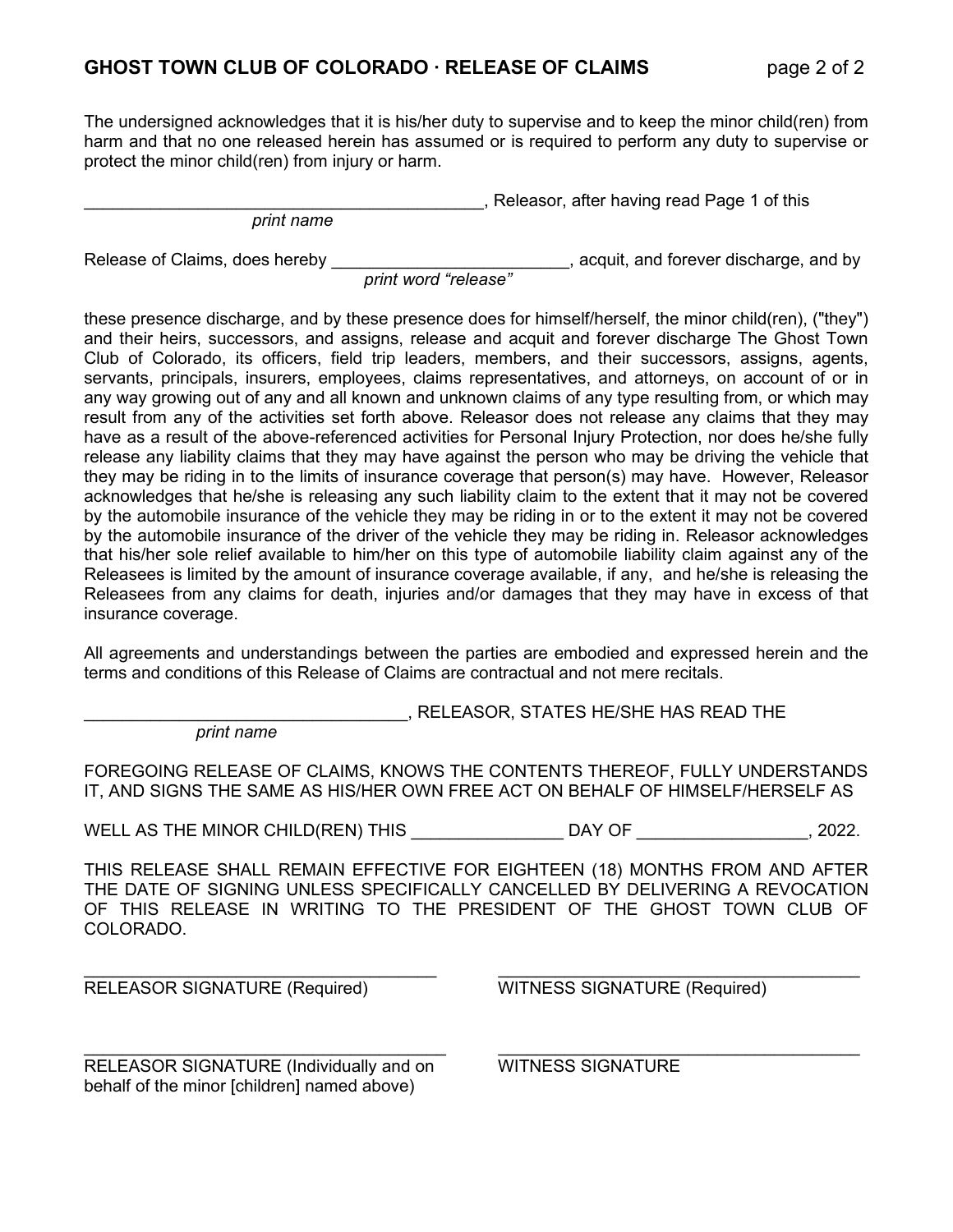The undersigned acknowledges that it is his/her duty to supervise and to keep the minor child(ren) from harm and that no one released herein has assumed or is required to perform any duty to supervise or protect the minor child(ren) from injury or harm.

__________________________________________, Releasor, after having read Page 1 of this
*print name*

Release of Claims, does hereby _________________________, acquit, and forever discharge, and by
*print word "release"*

these presence discharge, and by these presence does for himself/herself, the minor child(ren), ("they") and their heirs, successors, and assigns, release and acquit and forever discharge The Ghost Town Club of Colorado, its officers, field trip leaders, members, and their successors, assigns, agents, servants, principals, insurers, employees, claims representatives, and attorneys, on account of or in any way growing out of any and all known and unknown claims of any type resulting from, or which may result from any of the activities set forth above. Releasor does not release any claims that they may have as a result of the above-referenced activities for Personal Injury Protection, nor does he/she fully release any liability claims that they may have against the person who may be driving the vehicle that they may be riding in to the limits of insurance coverage that person(s) may have. However, Releasor acknowledges that he/she is releasing any such liability claim to the extent that it may not be covered by the automobile insurance of the vehicle they may be riding in or to the extent it may not be covered by the automobile insurance of the driver of the vehicle they may be riding in. Releasor acknowledges that his/her sole relief available to him/her on this type of automobile liability claim against any of the Releasees is limited by the amount of insurance coverage available, if any, and he/she is releasing the Releasees from any claims for death, injuries and/or damages that they may have in excess of that insurance coverage.

All agreements and understandings between the parties are embodied and expressed herein and the terms and conditions of this Release of Claims are contractual and not mere recitals.

__________________________________, RELEASOR, STATES HE/SHE HAS READ THE
*print name*

FOREGOING RELEASE OF CLAIMS, KNOWS THE CONTENTS THEREOF, FULLY UNDERSTANDS IT, AND SIGNS THE SAME AS HIS/HER OWN FREE ACT ON BEHALF OF HIMSELF/HERSELF AS

WELL AS THE MINOR CHILD(REN) THIS ________________ DAY OF __________________, 2022.

THIS RELEASE SHALL REMAIN EFFECTIVE FOR EIGHTEEN (18) MONTHS FROM AND AFTER THE DATE OF SIGNING UNLESS SPECIFICALLY CANCELLED BY DELIVERING A REVOCATION OF THIS RELEASE IN WRITING TO THE PRESIDENT OF THE GHOST TOWN CLUB OF COLORADO.

______________________________________
RELEASOR SIGNATURE (Required)

______________________________________
WITNESS SIGNATURE (Required)

______________________________________
RELEASOR SIGNATURE (Individually and on behalf of the minor [children] named above)

______________________________________
WITNESS SIGNATURE